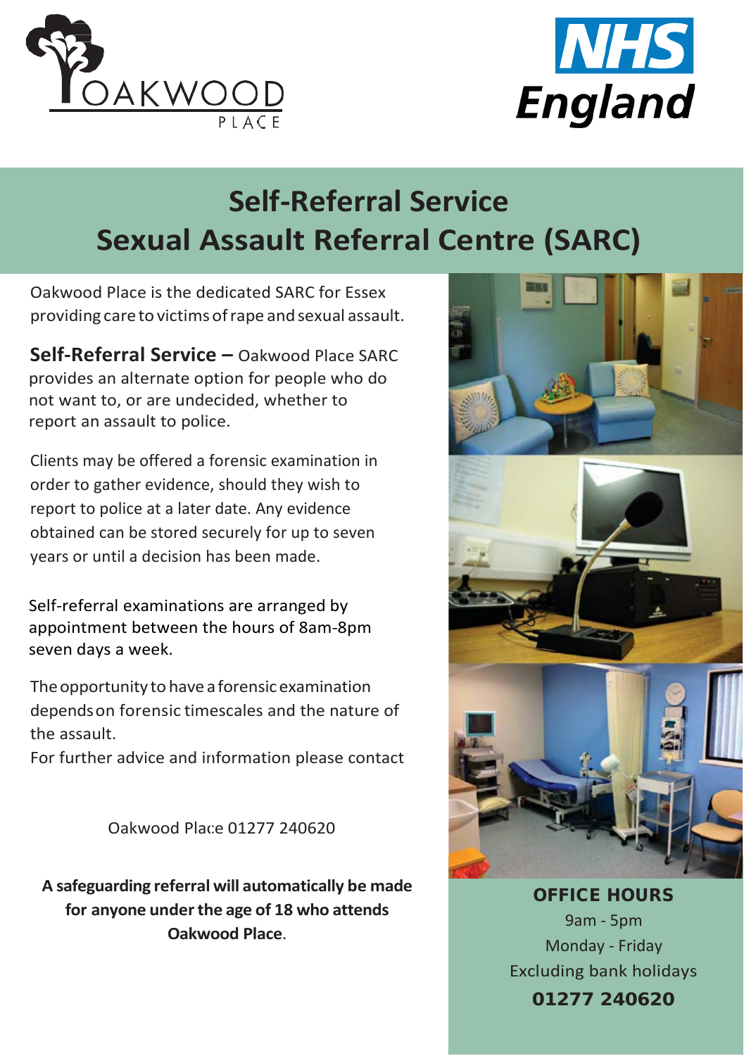OAKWOOD PLACE

NHS England

# Self-Referral Service
# Sexual Assault Referral Centre (SARC)

Oakwood Place is the dedicated SARC for Essex providing care to victims of rape and sexual assault.

**Self-Referral Service –** Oakwood Place SARC provides an alternate option for people who do not want to, or are undecided, whether to report an assault to police.

Clients may be offered a forensic examination in order to gather evidence, should they wish to report to police at a later date. Any evidence obtained can be stored securely for up to seven years or until a decision has been made.

Self-referral examinations are arranged by appointment between the hours of 8am-8pm seven days a week.

The opportunity to have a forensic examination depends on forensic timescales and the nature of the assault.

For further advice and information please contact

Oakwood Place 01277 240620

**A safeguarding referral will automatically be made for anyone under the age of 18 who attends Oakwood Place**.

**OFFICE HOURS**

9am - 5pm

Monday - Friday

Excluding bank holidays

**01277 240620**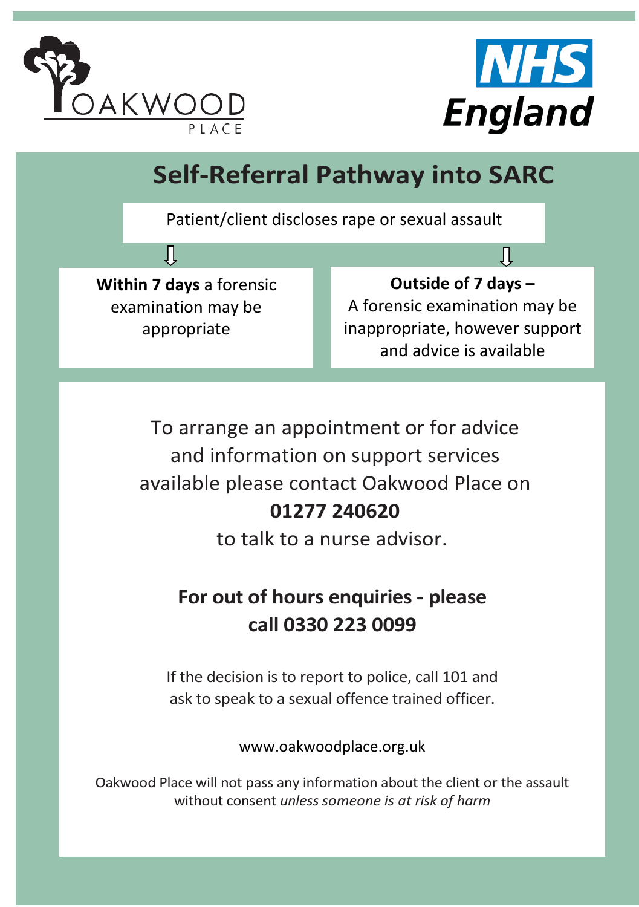# Self-Referral Pathway into SARC

Patient/client discloses rape or sexual assault

**Within 7 days** a forensic examination may be appropriate

**Outside of 7 days –**
A forensic examination may be inappropriate, however support and advice is available

To arrange an appointment or for advice and information on support services available please contact Oakwood Place on

**01277 240620**

to talk to a nurse advisor.

**For out of hours enquiries - please call 0330 223 0099**

If the decision is to report to police, call 101 and ask to speak to a sexual offence trained officer.

www.oakwoodplace.org.uk

Oakwood Place will not pass any information about the client or the assault without consent *unless someone is at risk of harm*